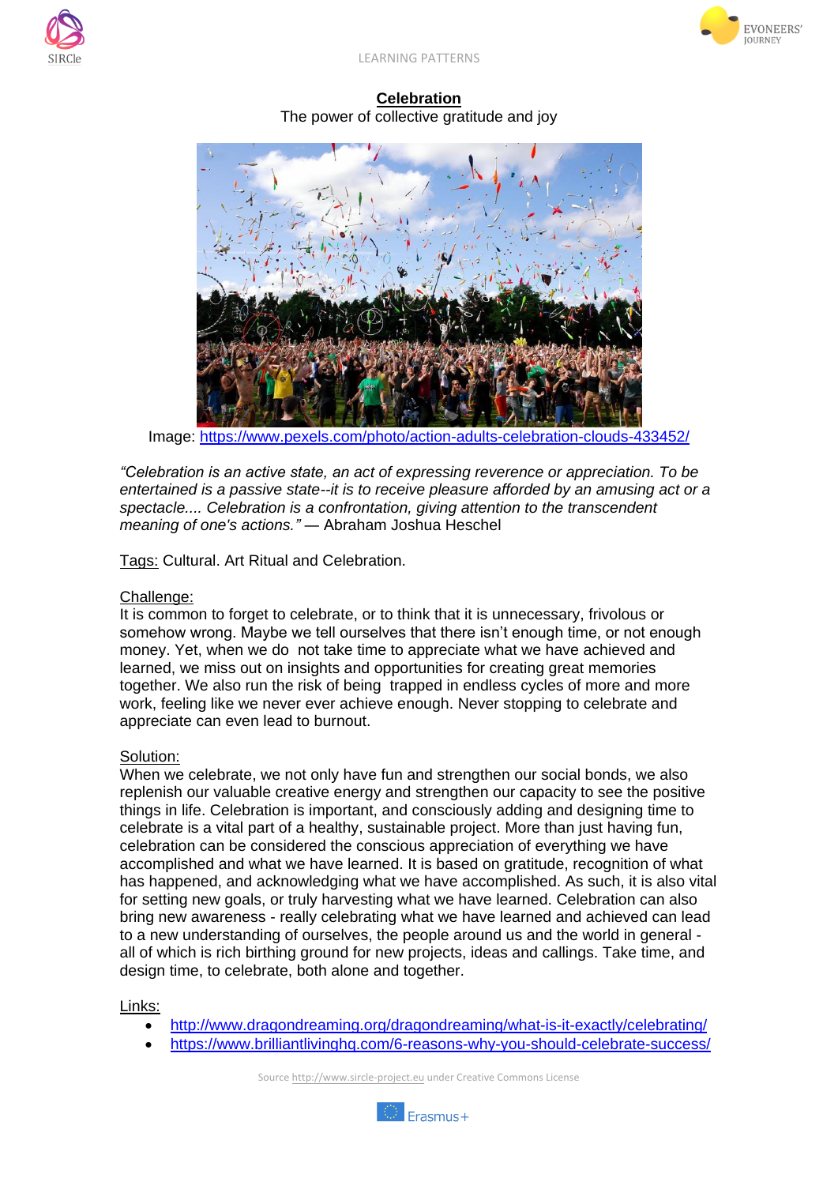# Celebration

The power of collective gratitude and joy

Image: https://www.pexels.com/photo/action-adults-celebration-clouds-433452/

*"Celebration is an active state, an act of expressing reverence or appreciation. To be entertained is a passive state--it is to receive pleasure afforded by an amusing act or a spectacle.... Celebration is a confrontation, giving attention to the transcendent meaning of one's actions."* — Abraham Joshua Heschel

Tags: Cultural. Art Ritual and Celebration.

## Challenge:

It is common to forget to celebrate, or to think that it is unnecessary, frivolous or somehow wrong. Maybe we tell ourselves that there isn't enough time, or not enough money. Yet, when we do not take time to appreciate what we have achieved and learned, we miss out on insights and opportunities for creating great memories together. We also run the risk of being trapped in endless cycles of more and more work, feeling like we never ever achieve enough. Never stopping to celebrate and appreciate can even lead to burnout.

## Solution:

When we celebrate, we not only have fun and strengthen our social bonds, we also replenish our valuable creative energy and strengthen our capacity to see the positive things in life. Celebration is important, and consciously adding and designing time to celebrate is a vital part of a healthy, sustainable project. More than just having fun, celebration can be considered the conscious appreciation of everything we have accomplished and what we have learned. It is based on gratitude, recognition of what has happened, and acknowledging what we have accomplished. As such, it is also vital for setting new goals, or truly harvesting what we have learned. Celebration can also bring new awareness - really celebrating what we have learned and achieved can lead to a new understanding of ourselves, the people around us and the world in general - all of which is rich birthing ground for new projects, ideas and callings. Take time, and design time, to celebrate, both alone and together.

## Links:

- http://www.dragondreaming.org/dragondreaming/what-is-it-exactly/celebrating/
- https://www.brilliantlivinghq.com/6-reasons-why-you-should-celebrate-success/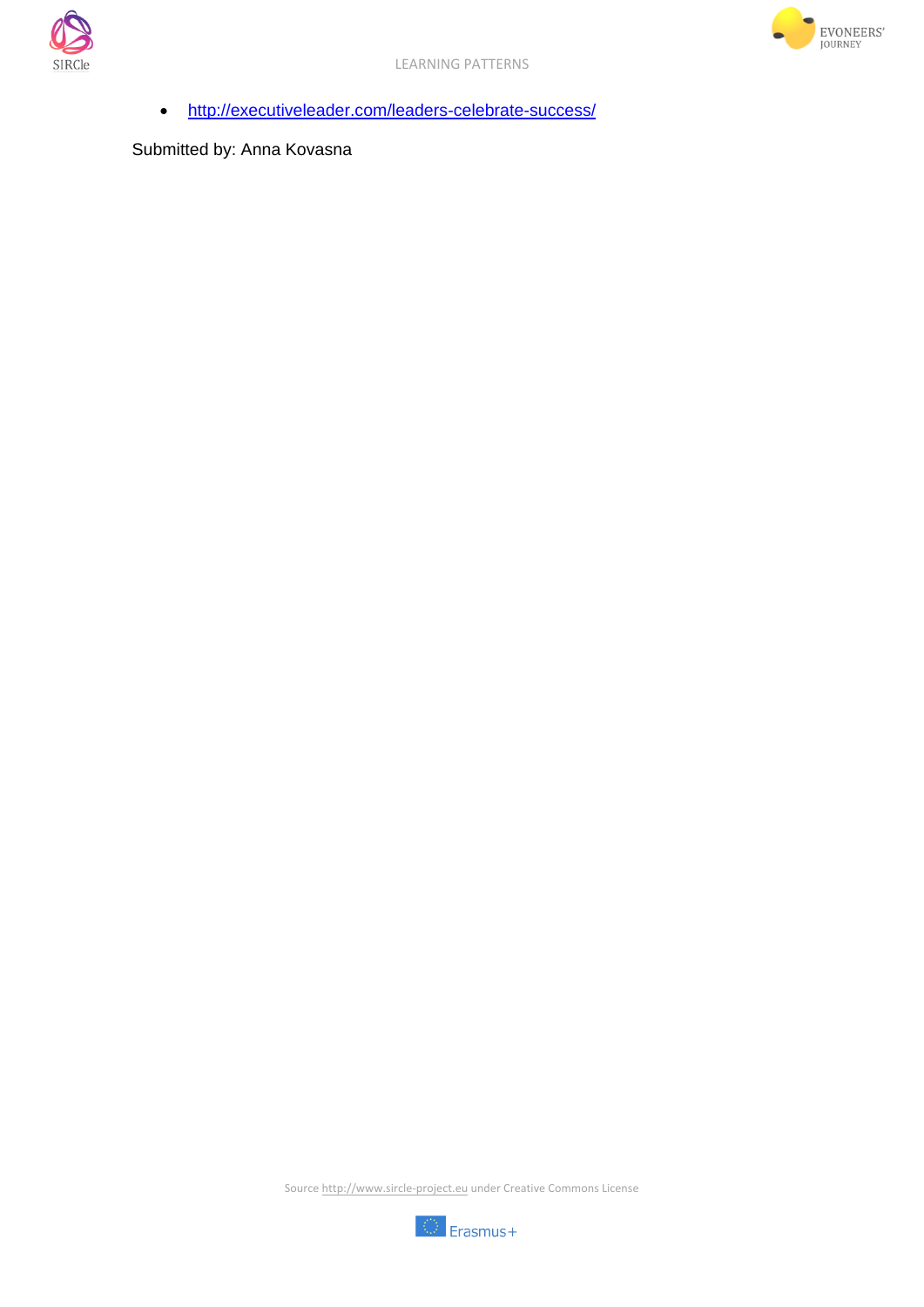- http://executiveleader.com/leaders-celebrate-success/

Submitted by: Anna Kovasna